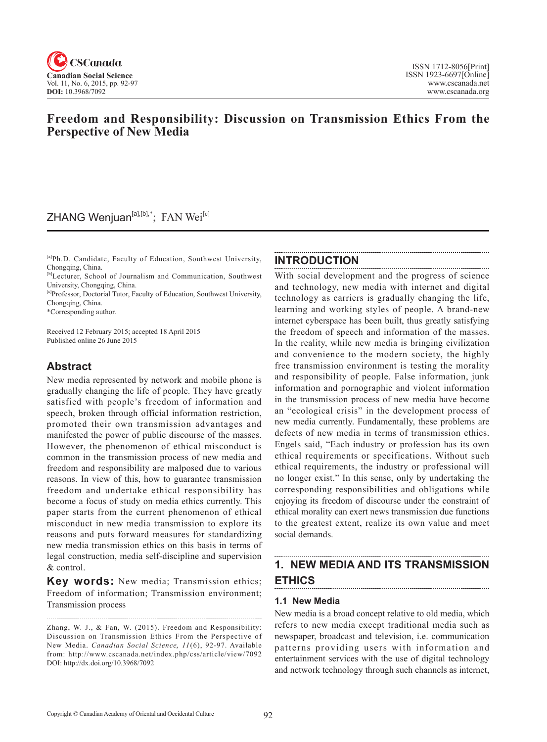# Freedom and Responsibility: Discussion on Transmission Ethics From the Perspective of New Media

ZHANG Wenjuan[a],[b],*; FAN Wei[c]

[a]Ph.D. Candidate, Faculty of Education, Southwest University, Chongqing, China.
[b]Lecturer, School of Journalism and Communication, Southwest University, Chongqing, China.
[c]Professor, Doctorial Tutor, Faculty of Education, Southwest University, Chongqing, China.
*Corresponding author.

Received 12 February 2015; accepted 18 April 2015
Published online 26 June 2015

## Abstract

New media represented by network and mobile phone is gradually changing the life of people. They have greatly satisfied with people's freedom of information and speech, broken through official information restriction, promoted their own transmission advantages and manifested the power of public discourse of the masses. However, the phenomenon of ethical misconduct is common in the transmission process of new media and freedom and responsibility are malposed due to various reasons. In view of this, how to guarantee transmission freedom and undertake ethical responsibility has become a focus of study on media ethics currently. This paper starts from the current phenomenon of ethical misconduct in new media transmission to explore its reasons and puts forward measures for standardizing new media transmission ethics on this basis in terms of legal construction, media self-discipline and supervision & control.

**Key words:** New media; Transmission ethics; Freedom of information; Transmission environment; Transmission process

Zhang, W. J., & Fan, W. (2015). Freedom and Responsibility: Discussion on Transmission Ethics From the Perspective of New Media. *Canadian Social Science, 11*(6), 92-97. Available from: http://www.cscanada.net/index.php/css/article/view/7092
DOI: http://dx.doi.org/10.3968/7092

## INTRODUCTION

With social development and the progress of science and technology, new media with internet and digital technology as carriers is gradually changing the life, learning and working styles of people. A brand-new internet cyberspace has been built, thus greatly satisfying the freedom of speech and information of the masses. In the reality, while new media is bringing civilization and convenience to the modern society, the highly free transmission environment is testing the morality and responsibility of people. False information, junk information and pornographic and violent information in the transmission process of new media have become an "ecological crisis" in the development process of new media currently. Fundamentally, these problems are defects of new media in terms of transmission ethics. Engels said, "Each industry or profession has its own ethical requirements or specifications. Without such ethical requirements, the industry or professional will no longer exist." In this sense, only by undertaking the corresponding responsibilities and obligations while enjoying its freedom of discourse under the constraint of ethical morality can exert news transmission due functions to the greatest extent, realize its own value and meet social demands.

## 1. NEW MEDIA AND ITS TRANSMISSION ETHICS

### 1.1 New Media

New media is a broad concept relative to old media, which refers to new media except traditional media such as newspaper, broadcast and television, i.e. communication patterns providing users with information and entertainment services with the use of digital technology and network technology through such channels as internet,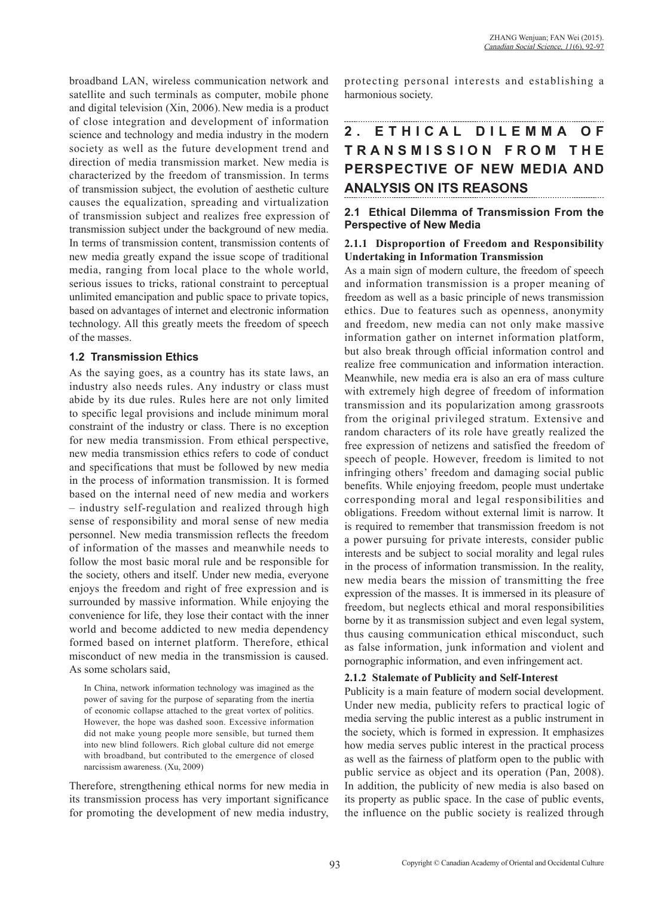broadband LAN, wireless communication network and satellite and such terminals as computer, mobile phone and digital television (Xin, 2006). New media is a product of close integration and development of information science and technology and media industry in the modern society as well as the future development trend and direction of media transmission market. New media is characterized by the freedom of transmission. In terms of transmission subject, the evolution of aesthetic culture causes the equalization, spreading and virtualization of transmission subject and realizes free expression of transmission subject under the background of new media. In terms of transmission content, transmission contents of new media greatly expand the issue scope of traditional media, ranging from local place to the whole world, serious issues to tricks, rational constraint to perceptual unlimited emancipation and public space to private topics, based on advantages of internet and electronic information technology. All this greatly meets the freedom of speech of the masses.

### 1.2 Transmission Ethics

As the saying goes, as a country has its state laws, an industry also needs rules. Any industry or class must abide by its due rules. Rules here are not only limited to specific legal provisions and include minimum moral constraint of the industry or class. There is no exception for new media transmission. From ethical perspective, new media transmission ethics refers to code of conduct and specifications that must be followed by new media in the process of information transmission. It is formed based on the internal need of new media and workers – industry self-regulation and realized through high sense of responsibility and moral sense of new media personnel. New media transmission reflects the freedom of information of the masses and meanwhile needs to follow the most basic moral rule and be responsible for the society, others and itself. Under new media, everyone enjoys the freedom and right of free expression and is surrounded by massive information. While enjoying the convenience for life, they lose their contact with the inner world and become addicted to new media dependency formed based on internet platform. Therefore, ethical misconduct of new media in the transmission is caused. As some scholars said,

> In China, network information technology was imagined as the power of saving for the purpose of separating from the inertia of economic collapse attached to the great vortex of politics. However, the hope was dashed soon. Excessive information did not make young people more sensible, but turned them into new blind followers. Rich global culture did not emerge with broadband, but contributed to the emergence of closed narcissism awareness. (Xu, 2009)

Therefore, strengthening ethical norms for new media in its transmission process has very important significance for promoting the development of new media industry, protecting personal interests and establishing a harmonious society.

## 2. ETHICAL DILEMMA OF TRANSMISSION FROM THE PERSPECTIVE OF NEW MEDIA AND ANALYSIS ON ITS REASONS

### 2.1 Ethical Dilemma of Transmission From the Perspective of New Media

#### 2.1.1 Disproportion of Freedom and Responsibility Undertaking in Information Transmission

As a main sign of modern culture, the freedom of speech and information transmission is a proper meaning of freedom as well as a basic principle of news transmission ethics. Due to features such as openness, anonymity and freedom, new media can not only make massive information gather on internet information platform, but also break through official information control and realize free communication and information interaction. Meanwhile, new media era is also an era of mass culture with extremely high degree of freedom of information transmission and its popularization among grassroots from the original privileged stratum. Extensive and random characters of its role have greatly realized the free expression of netizens and satisfied the freedom of speech of people. However, freedom is limited to not infringing others' freedom and damaging social public benefits. While enjoying freedom, people must undertake corresponding moral and legal responsibilities and obligations. Freedom without external limit is narrow. It is required to remember that transmission freedom is not a power pursuing for private interests, consider public interests and be subject to social morality and legal rules in the process of information transmission. In the reality, new media bears the mission of transmitting the free expression of the masses. It is immersed in its pleasure of freedom, but neglects ethical and moral responsibilities borne by it as transmission subject and even legal system, thus causing communication ethical misconduct, such as false information, junk information and violent and pornographic information, and even infringement act.

#### 2.1.2 Stalemate of Publicity and Self-Interest

Publicity is a main feature of modern social development. Under new media, publicity refers to practical logic of media serving the public interest as a public instrument in the society, which is formed in expression. It emphasizes how media serves public interest in the practical process as well as the fairness of platform open to the public with public service as object and its operation (Pan, 2008). In addition, the publicity of new media is also based on its property as public space. In the case of public events, the influence on the public society is realized through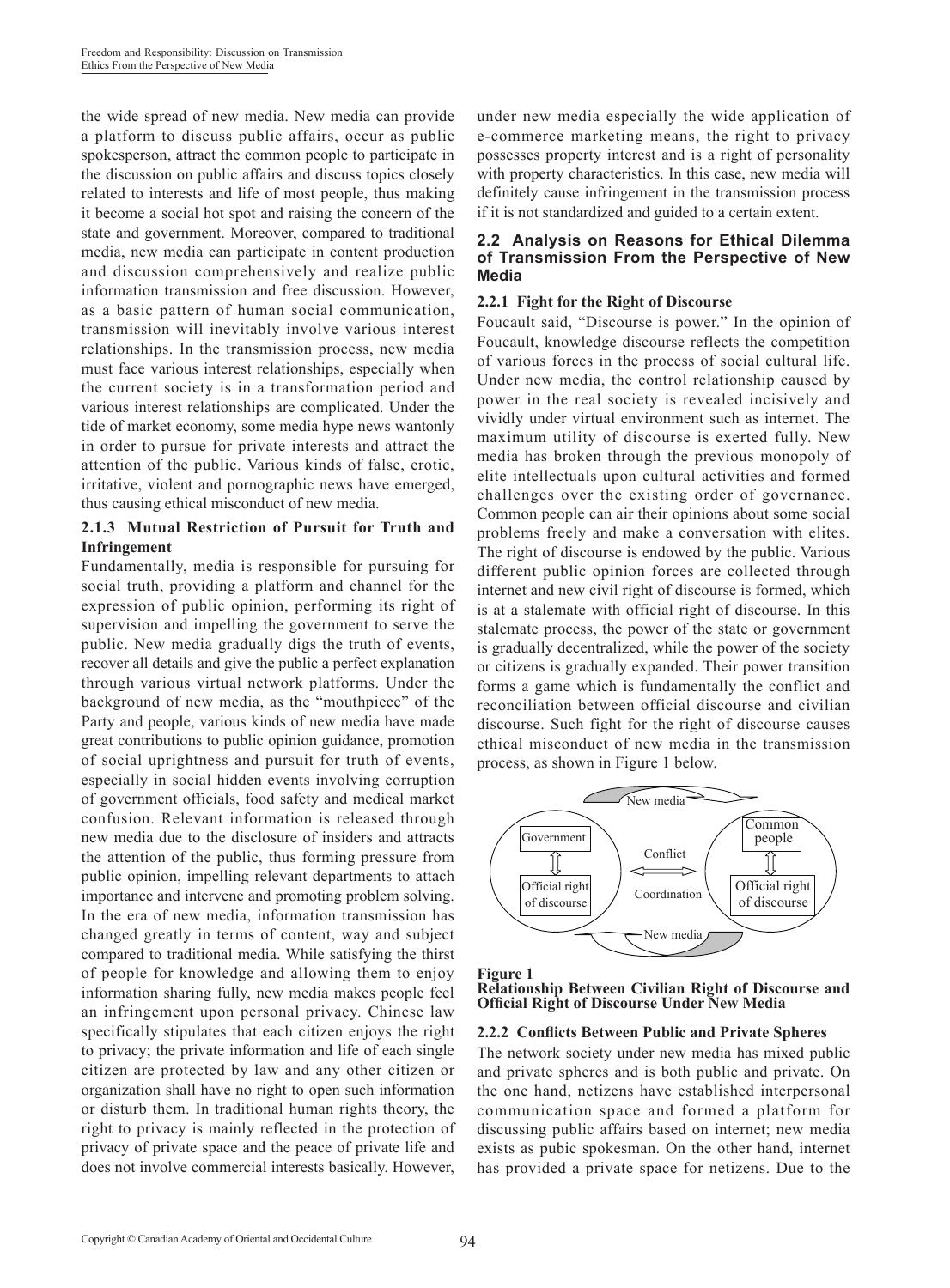the wide spread of new media. New media can provide a platform to discuss public affairs, occur as public spokesperson, attract the common people to participate in the discussion on public affairs and discuss topics closely related to interests and life of most people, thus making it become a social hot spot and raising the concern of the state and government. Moreover, compared to traditional media, new media can participate in content production and discussion comprehensively and realize public information transmission and free discussion. However, as a basic pattern of human social communication, transmission will inevitably involve various interest relationships. In the transmission process, new media must face various interest relationships, especially when the current society is in a transformation period and various interest relationships are complicated. Under the tide of market economy, some media hype news wantonly in order to pursue for private interests and attract the attention of the public. Various kinds of false, erotic, irritative, violent and pornographic news have emerged, thus causing ethical misconduct of new media.

#### 2.1.3 Mutual Restriction of Pursuit for Truth and Infringement

Fundamentally, media is responsible for pursuing for social truth, providing a platform and channel for the expression of public opinion, performing its right of supervision and impelling the government to serve the public. New media gradually digs the truth of events, recover all details and give the public a perfect explanation through various virtual network platforms. Under the background of new media, as the "mouthpiece" of the Party and people, various kinds of new media have made great contributions to public opinion guidance, promotion of social uprightness and pursuit for truth of events, especially in social hidden events involving corruption of government officials, food safety and medical market confusion. Relevant information is released through new media due to the disclosure of insiders and attracts the attention of the public, thus forming pressure from public opinion, impelling relevant departments to attach importance and intervene and promoting problem solving. In the era of new media, information transmission has changed greatly in terms of content, way and subject compared to traditional media. While satisfying the thirst of people for knowledge and allowing them to enjoy information sharing fully, new media makes people feel an infringement upon personal privacy. Chinese law specifically stipulates that each citizen enjoys the right to privacy; the private information and life of each single citizen are protected by law and any other citizen or organization shall have no right to open such information or disturb them. In traditional human rights theory, the right to privacy is mainly reflected in the protection of privacy of private space and the peace of private life and does not involve commercial interests basically. However, under new media especially the wide application of e-commerce marketing means, the right to privacy possesses property interest and is a right of personality with property characteristics. In this case, new media will definitely cause infringement in the transmission process if it is not standardized and guided to a certain extent.

### 2.2 Analysis on Reasons for Ethical Dilemma of Transmission From the Perspective of New Media

#### 2.2.1 Fight for the Right of Discourse

Foucault said, "Discourse is power." In the opinion of Foucault, knowledge discourse reflects the competition of various forces in the process of social cultural life. Under new media, the control relationship caused by power in the real society is revealed incisively and vividly under virtual environment such as internet. The maximum utility of discourse is exerted fully. New media has broken through the previous monopoly of elite intellectuals upon cultural activities and formed challenges over the existing order of governance. Common people can air their opinions about some social problems freely and make a conversation with elites. The right of discourse is endowed by the public. Various different public opinion forces are collected through internet and new civil right of discourse is formed, which is at a stalemate with official right of discourse. In this stalemate process, the power of the state or government is gradually decentralized, while the power of the society or citizens is gradually expanded. Their power transition forms a game which is fundamentally the conflict and reconciliation between official discourse and civilian discourse. Such fight for the right of discourse causes ethical misconduct of new media in the transmission process, as shown in Figure 1 below.

**Figure 1**
**Relationship Between Civilian Right of Discourse and Official Right of Discourse Under New Media**

#### 2.2.2 Conflicts Between Public and Private Spheres

The network society under new media has mixed public and private spheres and is both public and private. On the one hand, netizens have established interpersonal communication space and formed a platform for discussing public affairs based on internet; new media exists as pubic spokesman. On the other hand, internet has provided a private space for netizens. Due to the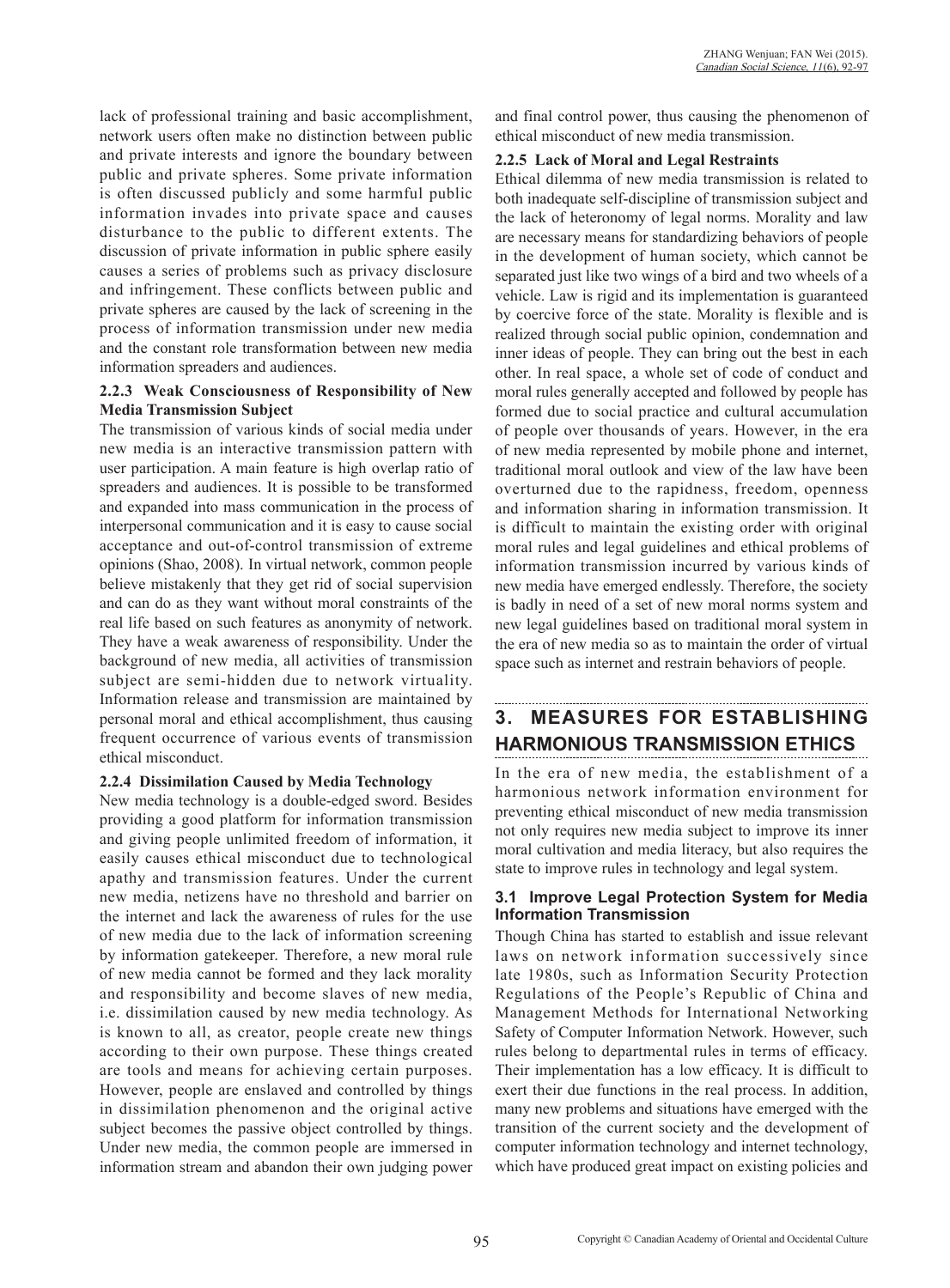lack of professional training and basic accomplishment, network users often make no distinction between public and private interests and ignore the boundary between public and private spheres. Some private information is often discussed publicly and some harmful public information invades into private space and causes disturbance to the public to different extents. The discussion of private information in public sphere easily causes a series of problems such as privacy disclosure and infringement. These conflicts between public and private spheres are caused by the lack of screening in the process of information transmission under new media and the constant role transformation between new media information spreaders and audiences.

#### 2.2.3 Weak Consciousness of Responsibility of New Media Transmission Subject

The transmission of various kinds of social media under new media is an interactive transmission pattern with user participation. A main feature is high overlap ratio of spreaders and audiences. It is possible to be transformed and expanded into mass communication in the process of interpersonal communication and it is easy to cause social acceptance and out-of-control transmission of extreme opinions (Shao, 2008). In virtual network, common people believe mistakenly that they get rid of social supervision and can do as they want without moral constraints of the real life based on such features as anonymity of network. They have a weak awareness of responsibility. Under the background of new media, all activities of transmission subject are semi-hidden due to network virtuality. Information release and transmission are maintained by personal moral and ethical accomplishment, thus causing frequent occurrence of various events of transmission ethical misconduct.

#### 2.2.4 Dissimilation Caused by Media Technology

New media technology is a double-edged sword. Besides providing a good platform for information transmission and giving people unlimited freedom of information, it easily causes ethical misconduct due to technological apathy and transmission features. Under the current new media, netizens have no threshold and barrier on the internet and lack the awareness of rules for the use of new media due to the lack of information screening by information gatekeeper. Therefore, a new moral rule of new media cannot be formed and they lack morality and responsibility and become slaves of new media, i.e. dissimilation caused by new media technology. As is known to all, as creator, people create new things according to their own purpose. These things created are tools and means for achieving certain purposes. However, people are enslaved and controlled by things in dissimilation phenomenon and the original active subject becomes the passive object controlled by things. Under new media, the common people are immersed in information stream and abandon their own judging power and final control power, thus causing the phenomenon of ethical misconduct of new media transmission.

#### 2.2.5 Lack of Moral and Legal Restraints

Ethical dilemma of new media transmission is related to both inadequate self-discipline of transmission subject and the lack of heteronomy of legal norms. Morality and law are necessary means for standardizing behaviors of people in the development of human society, which cannot be separated just like two wings of a bird and two wheels of a vehicle. Law is rigid and its implementation is guaranteed by coercive force of the state. Morality is flexible and is realized through social public opinion, condemnation and inner ideas of people. They can bring out the best in each other. In real space, a whole set of code of conduct and moral rules generally accepted and followed by people has formed due to social practice and cultural accumulation of people over thousands of years. However, in the era of new media represented by mobile phone and internet, traditional moral outlook and view of the law have been overturned due to the rapidness, freedom, openness and information sharing in information transmission. It is difficult to maintain the existing order with original moral rules and legal guidelines and ethical problems of information transmission incurred by various kinds of new media have emerged endlessly. Therefore, the society is badly in need of a set of new moral norms system and new legal guidelines based on traditional moral system in the era of new media so as to maintain the order of virtual space such as internet and restrain behaviors of people.

## 3. MEASURES FOR ESTABLISHING HARMONIOUS TRANSMISSION ETHICS

In the era of new media, the establishment of a harmonious network information environment for preventing ethical misconduct of new media transmission not only requires new media subject to improve its inner moral cultivation and media literacy, but also requires the state to improve rules in technology and legal system.

### 3.1 Improve Legal Protection System for Media Information Transmission

Though China has started to establish and issue relevant laws on network information successively since late 1980s, such as Information Security Protection Regulations of the People's Republic of China and Management Methods for International Networking Safety of Computer Information Network. However, such rules belong to departmental rules in terms of efficacy. Their implementation has a low efficacy. It is difficult to exert their due functions in the real process. In addition, many new problems and situations have emerged with the transition of the current society and the development of computer information technology and internet technology, which have produced great impact on existing policies and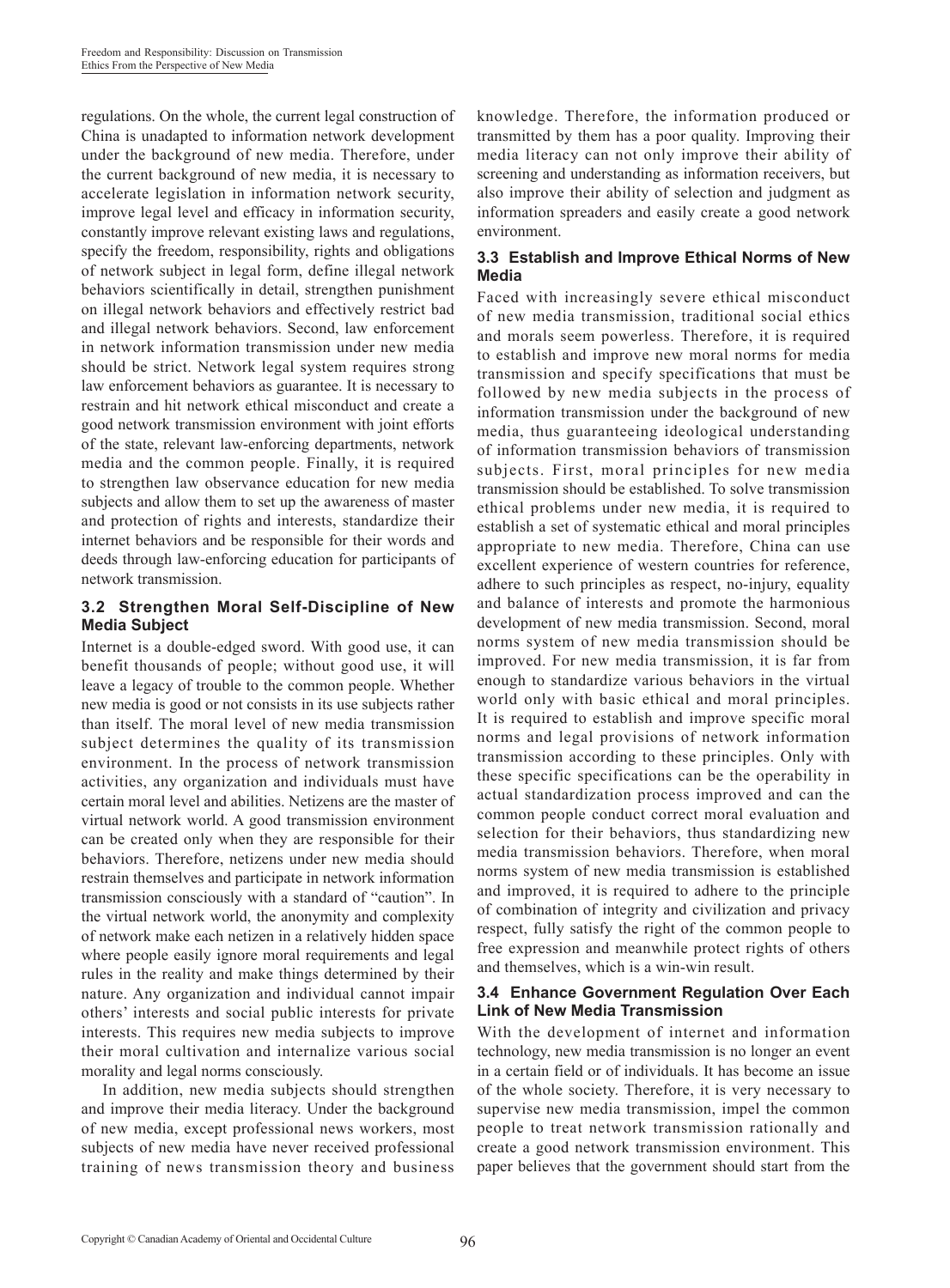regulations. On the whole, the current legal construction of China is unadapted to information network development under the background of new media. Therefore, under the current background of new media, it is necessary to accelerate legislation in information network security, improve legal level and efficacy in information security, constantly improve relevant existing laws and regulations, specify the freedom, responsibility, rights and obligations of network subject in legal form, define illegal network behaviors scientifically in detail, strengthen punishment on illegal network behaviors and effectively restrict bad and illegal network behaviors. Second, law enforcement in network information transmission under new media should be strict. Network legal system requires strong law enforcement behaviors as guarantee. It is necessary to restrain and hit network ethical misconduct and create a good network transmission environment with joint efforts of the state, relevant law-enforcing departments, network media and the common people. Finally, it is required to strengthen law observance education for new media subjects and allow them to set up the awareness of master and protection of rights and interests, standardize their internet behaviors and be responsible for their words and deeds through law-enforcing education for participants of network transmission.

### 3.2 Strengthen Moral Self-Discipline of New Media Subject

Internet is a double-edged sword. With good use, it can benefit thousands of people; without good use, it will leave a legacy of trouble to the common people. Whether new media is good or not consists in its use subjects rather than itself. The moral level of new media transmission subject determines the quality of its transmission environment. In the process of network transmission activities, any organization and individuals must have certain moral level and abilities. Netizens are the master of virtual network world. A good transmission environment can be created only when they are responsible for their behaviors. Therefore, netizens under new media should restrain themselves and participate in network information transmission consciously with a standard of "caution". In the virtual network world, the anonymity and complexity of network make each netizen in a relatively hidden space where people easily ignore moral requirements and legal rules in the reality and make things determined by their nature. Any organization and individual cannot impair others' interests and social public interests for private interests. This requires new media subjects to improve their moral cultivation and internalize various social morality and legal norms consciously.

In addition, new media subjects should strengthen and improve their media literacy. Under the background of new media, except professional news workers, most subjects of new media have never received professional training of news transmission theory and business knowledge. Therefore, the information produced or transmitted by them has a poor quality. Improving their media literacy can not only improve their ability of screening and understanding as information receivers, but also improve their ability of selection and judgment as information spreaders and easily create a good network environment.

### 3.3 Establish and Improve Ethical Norms of New Media

Faced with increasingly severe ethical misconduct of new media transmission, traditional social ethics and morals seem powerless. Therefore, it is required to establish and improve new moral norms for media transmission and specify specifications that must be followed by new media subjects in the process of information transmission under the background of new media, thus guaranteeing ideological understanding of information transmission behaviors of transmission subjects. First, moral principles for new media transmission should be established. To solve transmission ethical problems under new media, it is required to establish a set of systematic ethical and moral principles appropriate to new media. Therefore, China can use excellent experience of western countries for reference, adhere to such principles as respect, no-injury, equality and balance of interests and promote the harmonious development of new media transmission. Second, moral norms system of new media transmission should be improved. For new media transmission, it is far from enough to standardize various behaviors in the virtual world only with basic ethical and moral principles. It is required to establish and improve specific moral norms and legal provisions of network information transmission according to these principles. Only with these specific specifications can be the operability in actual standardization process improved and can the common people conduct correct moral evaluation and selection for their behaviors, thus standardizing new media transmission behaviors. Therefore, when moral norms system of new media transmission is established and improved, it is required to adhere to the principle of combination of integrity and civilization and privacy respect, fully satisfy the right of the common people to free expression and meanwhile protect rights of others and themselves, which is a win-win result.

### 3.4 Enhance Government Regulation Over Each Link of New Media Transmission

With the development of internet and information technology, new media transmission is no longer an event in a certain field or of individuals. It has become an issue of the whole society. Therefore, it is very necessary to supervise new media transmission, impel the common people to treat network transmission rationally and create a good network transmission environment. This paper believes that the government should start from the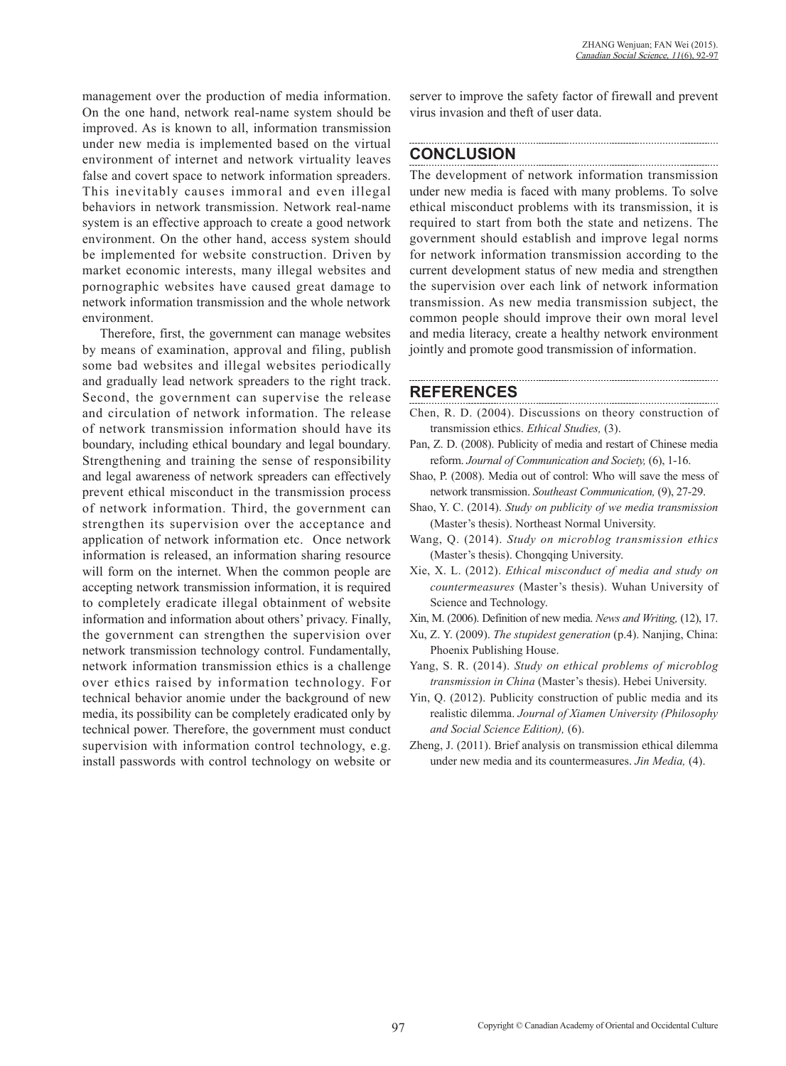management over the production of media information. On the one hand, network real-name system should be improved. As is known to all, information transmission under new media is implemented based on the virtual environment of internet and network virtuality leaves false and covert space to network information spreaders. This inevitably causes immoral and even illegal behaviors in network transmission. Network real-name system is an effective approach to create a good network environment. On the other hand, access system should be implemented for website construction. Driven by market economic interests, many illegal websites and pornographic websites have caused great damage to network information transmission and the whole network environment.

Therefore, first, the government can manage websites by means of examination, approval and filing, publish some bad websites and illegal websites periodically and gradually lead network spreaders to the right track. Second, the government can supervise the release and circulation of network information. The release of network transmission information should have its boundary, including ethical boundary and legal boundary. Strengthening and training the sense of responsibility and legal awareness of network spreaders can effectively prevent ethical misconduct in the transmission process of network information. Third, the government can strengthen its supervision over the acceptance and application of network information etc. Once network information is released, an information sharing resource will form on the internet. When the common people are accepting network transmission information, it is required to completely eradicate illegal obtainment of website information and information about others' privacy. Finally, the government can strengthen the supervision over network transmission technology control. Fundamentally, network information transmission ethics is a challenge over ethics raised by information technology. For technical behavior anomie under the background of new media, its possibility can be completely eradicated only by technical power. Therefore, the government must conduct supervision with information control technology, e.g. install passwords with control technology on website or server to improve the safety factor of firewall and prevent virus invasion and theft of user data.

## CONCLUSION

The development of network information transmission under new media is faced with many problems. To solve ethical misconduct problems with its transmission, it is required to start from both the state and netizens. The government should establish and improve legal norms for network information transmission according to the current development status of new media and strengthen the supervision over each link of network information transmission. As new media transmission subject, the common people should improve their own moral level and media literacy, create a healthy network environment jointly and promote good transmission of information.

## REFERENCES

Chen, R. D. (2004). Discussions on theory construction of transmission ethics. *Ethical Studies,* (3).

Pan, Z. D. (2008). Publicity of media and restart of Chinese media reform. *Journal of Communication and Society,* (6), 1-16.

Shao, P. (2008). Media out of control: Who will save the mess of network transmission. *Southeast Communication,* (9), 27-29.

Shao, Y. C. (2014). *Study on publicity of we media transmission* (Master's thesis). Northeast Normal University.

Wang, Q. (2014). *Study on microblog transmission ethics* (Master's thesis). Chongqing University.

Xie, X. L. (2012). *Ethical misconduct of media and study on countermeasures* (Master's thesis). Wuhan University of Science and Technology.

Xin, M. (2006). Definition of new media. *News and Writing,* (12), 17.

Xu, Z. Y. (2009). *The stupidest generation* (p.4). Nanjing, China: Phoenix Publishing House.

Yang, S. R. (2014). *Study on ethical problems of microblog transmission in China* (Master's thesis). Hebei University.

Yin, Q. (2012). Publicity construction of public media and its realistic dilemma. *Journal of Xiamen University (Philosophy and Social Science Edition),* (6).

Zheng, J. (2011). Brief analysis on transmission ethical dilemma under new media and its countermeasures. *Jin Media,* (4).